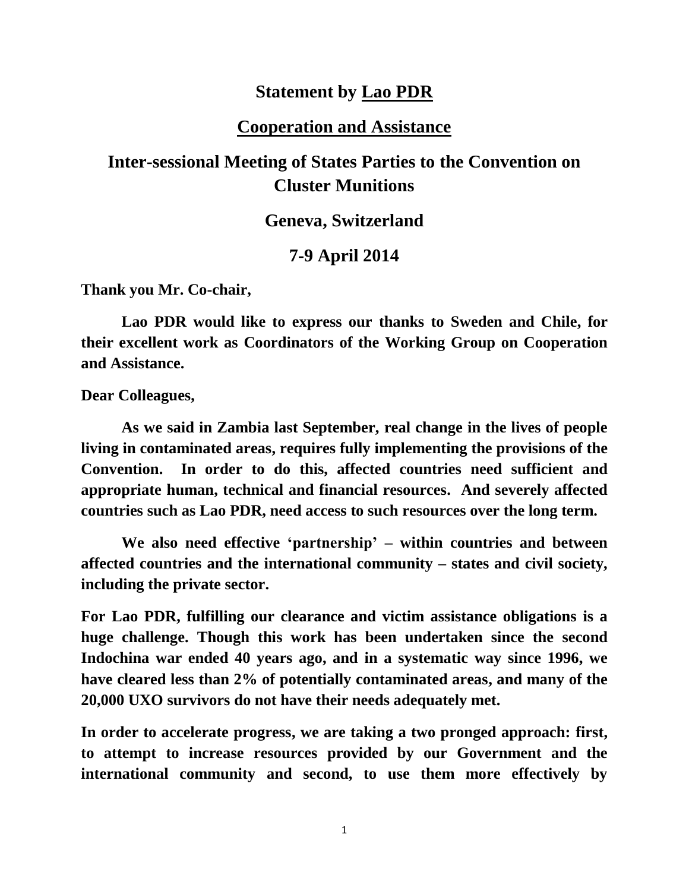# Statement by Lao PDR

## Cooperation and Assistance

## Inter-sessional Meeting of States Parties to the Convention on Cluster Munitions

## Geneva, Switzerland

## 7-9 April 2014

**Thank you Mr. Co-chair,**

**Lao PDR would like to express our thanks to Sweden and Chile, for their excellent work as Coordinators of the Working Group on Cooperation and Assistance.**

**Dear Colleagues,**

**As we said in Zambia last September, real change in the lives of people living in contaminated areas, requires fully implementing the provisions of the Convention. In order to do this, affected countries need sufficient and appropriate human, technical and financial resources. And severely affected countries such as Lao PDR, need access to such resources over the long term.**

**We also need effective 'partnership' – within countries and between affected countries and the international community – states and civil society, including the private sector.**

**For Lao PDR, fulfilling our clearance and victim assistance obligations is a huge challenge. Though this work has been undertaken since the second Indochina war ended 40 years ago, and in a systematic way since 1996, we have cleared less than 2% of potentially contaminated areas, and many of the 20,000 UXO survivors do not have their needs adequately met.**

**In order to accelerate progress, we are taking a two pronged approach: first, to attempt to increase resources provided by our Government and the international community and second, to use them more effectively by**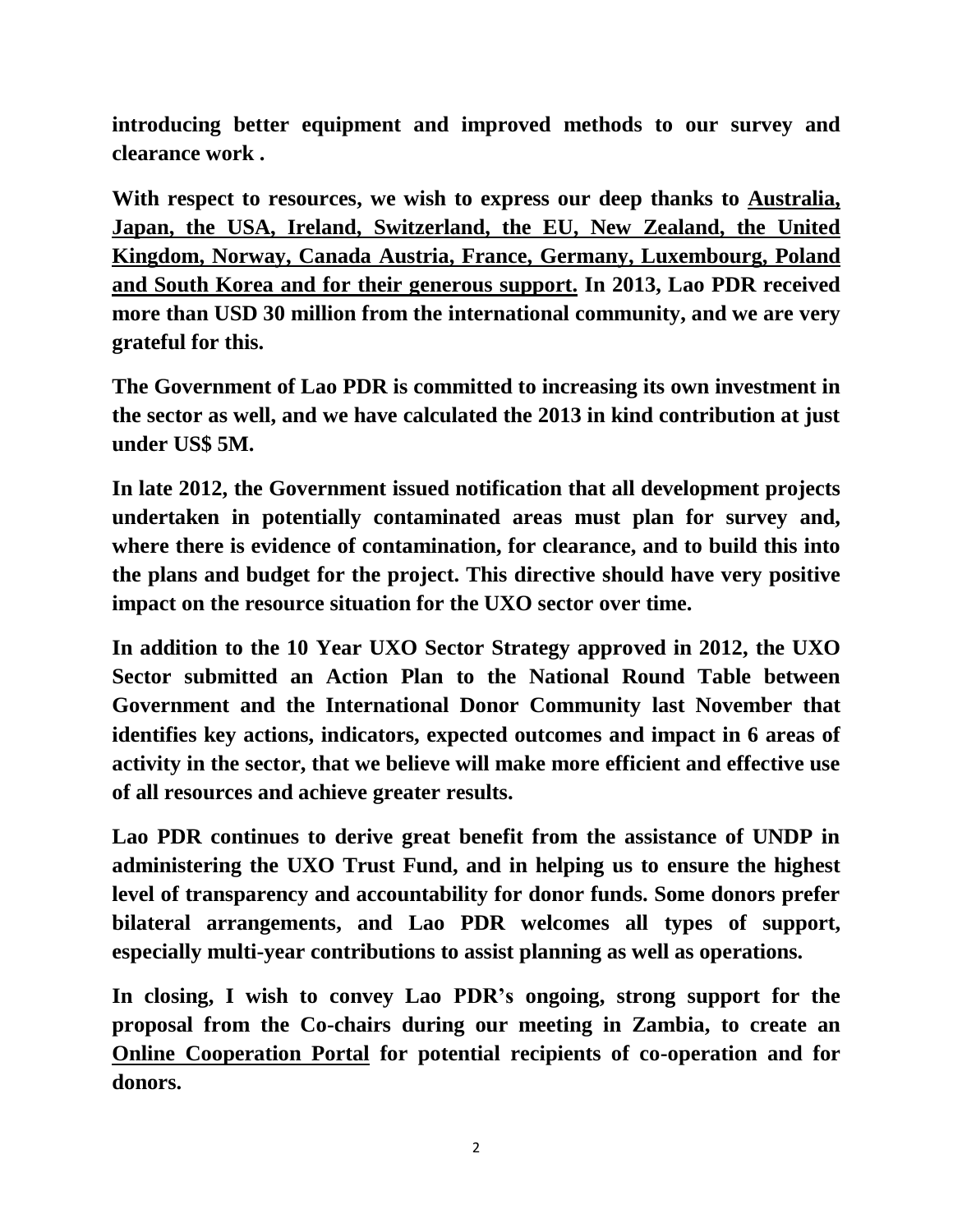**introducing better equipment and improved methods to our survey and clearance work .**

**With respect to resources, we wish to express our deep thanks to <u>Australia, Japan, the USA, Ireland, Switzerland, the EU, New Zealand, the United Kingdom, Norway, Canada Austria, France, Germany, Luxembourg, Poland and South Korea and for their generous support.</u> In 2013, Lao PDR received more than USD 30 million from the international community, and we are very grateful for this.**

**The Government of Lao PDR is committed to increasing its own investment in the sector as well, and we have calculated the 2013 in kind contribution at just under US$ 5M.**

**In late 2012, the Government issued notification that all development projects undertaken in potentially contaminated areas must plan for survey and, where there is evidence of contamination, for clearance, and to build this into the plans and budget for the project. This directive should have very positive impact on the resource situation for the UXO sector over time.**

**In addition to the 10 Year UXO Sector Strategy approved in 2012, the UXO Sector submitted an Action Plan to the National Round Table between Government and the International Donor Community last November that identifies key actions, indicators, expected outcomes and impact in 6 areas of activity in the sector, that we believe will make more efficient and effective use of all resources and achieve greater results.**

**Lao PDR continues to derive great benefit from the assistance of UNDP in administering the UXO Trust Fund, and in helping us to ensure the highest level of transparency and accountability for donor funds. Some donors prefer bilateral arrangements, and Lao PDR welcomes all types of support, especially multi-year contributions to assist planning as well as operations.**

**In closing, I wish to convey Lao PDR's ongoing, strong support for the proposal from the Co-chairs during our meeting in Zambia, to create an <u>Online Cooperation Portal</u> for potential recipients of co-operation and for donors.**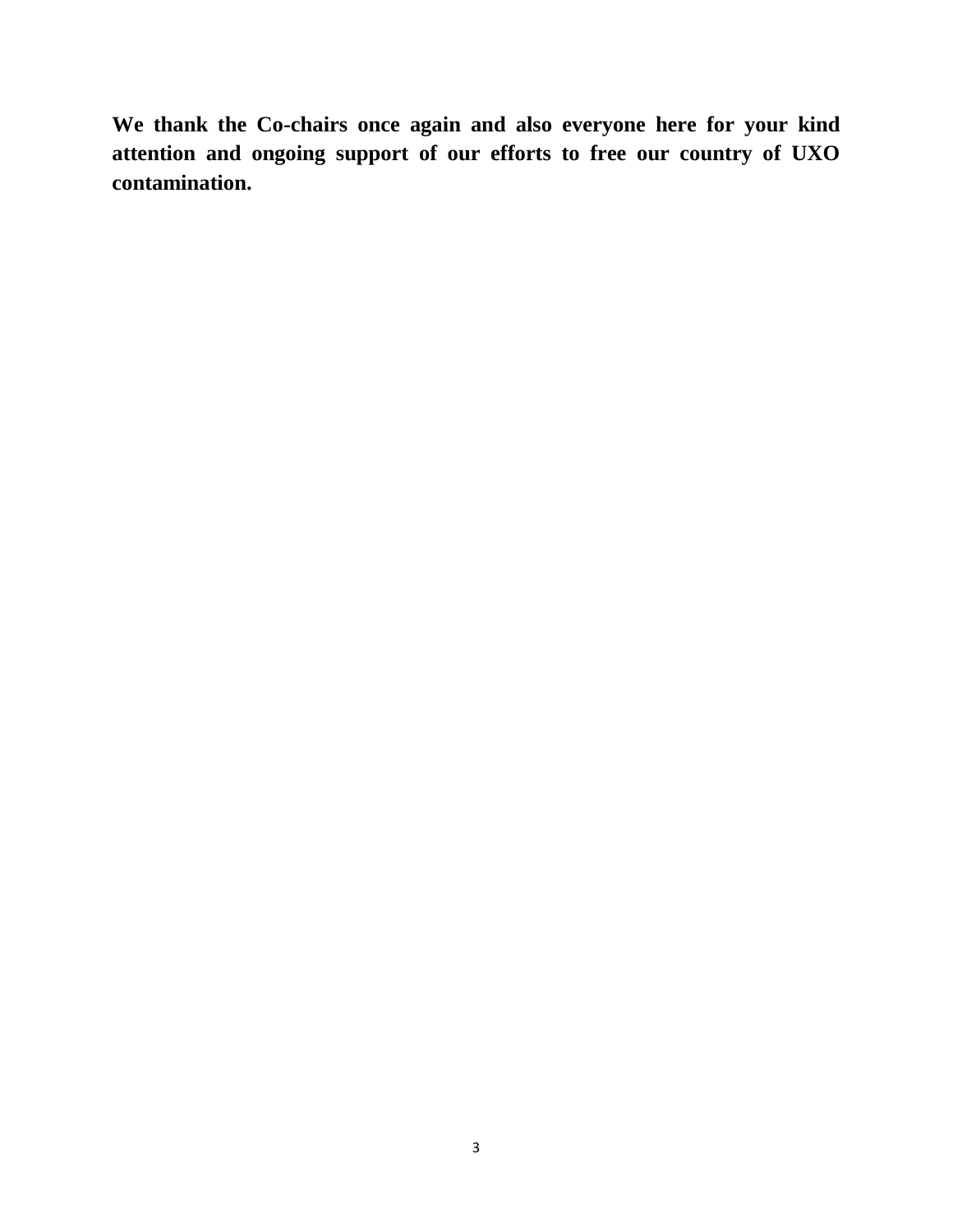**We thank the Co-chairs once again and also everyone here for your kind attention and ongoing support of our efforts to free our country of UXO contamination.**